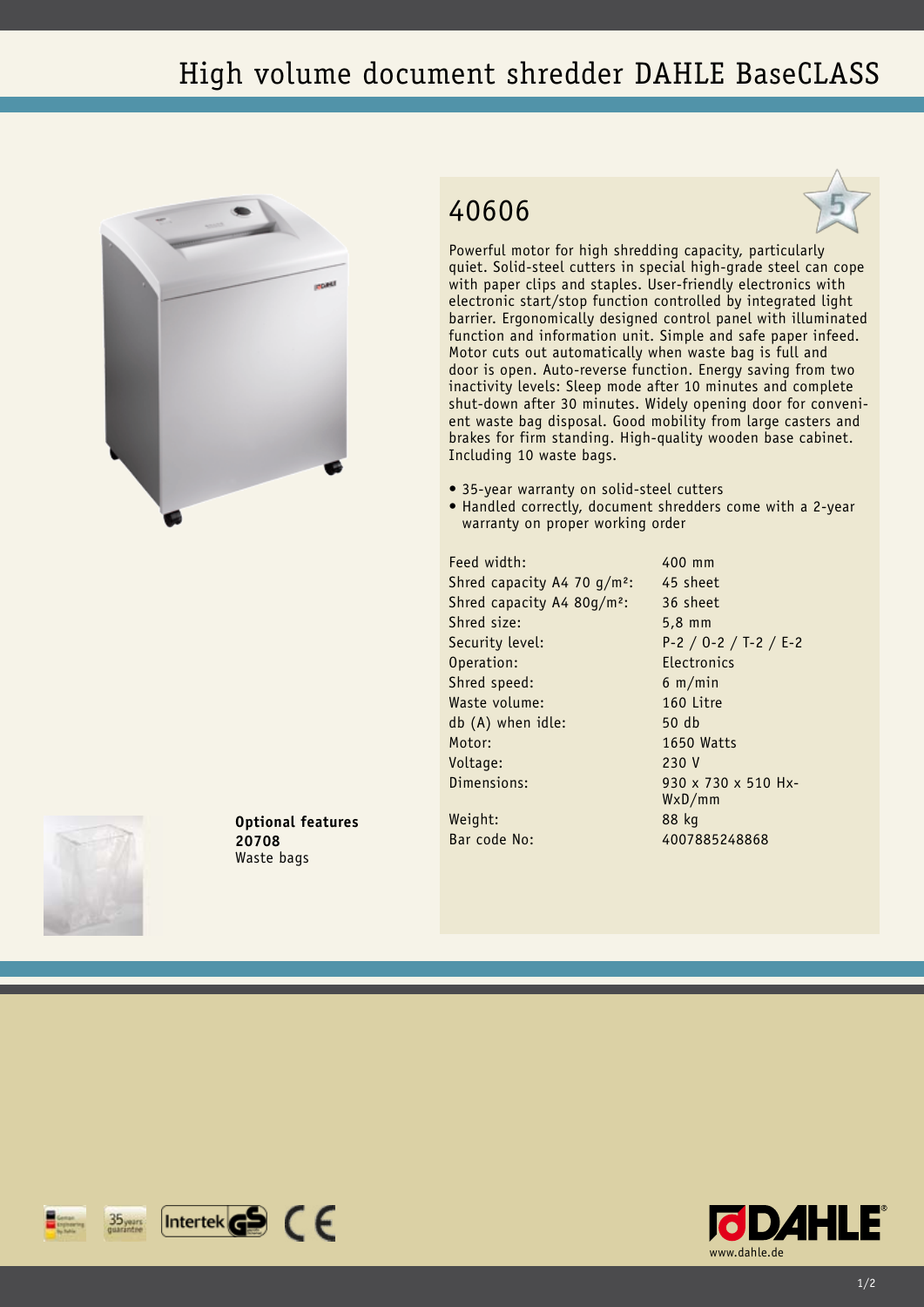# High volume document shredder DAHLE BaseCLASS

## 40606

Powerful motor for high shredding capacity, particularly quiet. Solid-steel cutters in special high-grade steel can cope with paper clips and staples. User-friendly electronics with electronic start/stop function controlled by integrated light barrier. Ergonomically designed control panel with illuminated function and information unit. Simple and safe paper infeed. Motor cuts out automatically when waste bag is full and door is open. Auto-reverse function. Energy saving from two inactivity levels: Sleep mode after 10 minutes and complete shut-down after 30 minutes. Widely opening door for convenient waste bag disposal. Good mobility from large casters and brakes for firm standing. High-quality wooden base cabinet. Including 10 waste bags.

- 35-year warranty on solid-steel cutters
- Handled correctly, document shredders come with a 2-year warranty on proper working order

| | |
|---|---|
| Feed width: | 400 mm |
| Shred capacity A4 70 g/m²: | 45 sheet |
| Shred capacity A4 80g/m²: | 36 sheet |
| Shred size: | 5,8 mm |
| Security level: | P-2 / O-2 / T-2 / E-2 |
| Operation: | Electronics |
| Shred speed: | 6 m/min |
| Waste volume: | 160 Litre |
| db (A) when idle: | 50 db |
| Motor: | 1650 Watts |
| Voltage: | 230 V |
| Dimensions: | 930 x 730 x 510 HxWxD/mm |
| Weight: | 88 kg |
| Bar code No: | 4007885248868 |

**Optional features**
**20708**
Waste bags

www.dahle.de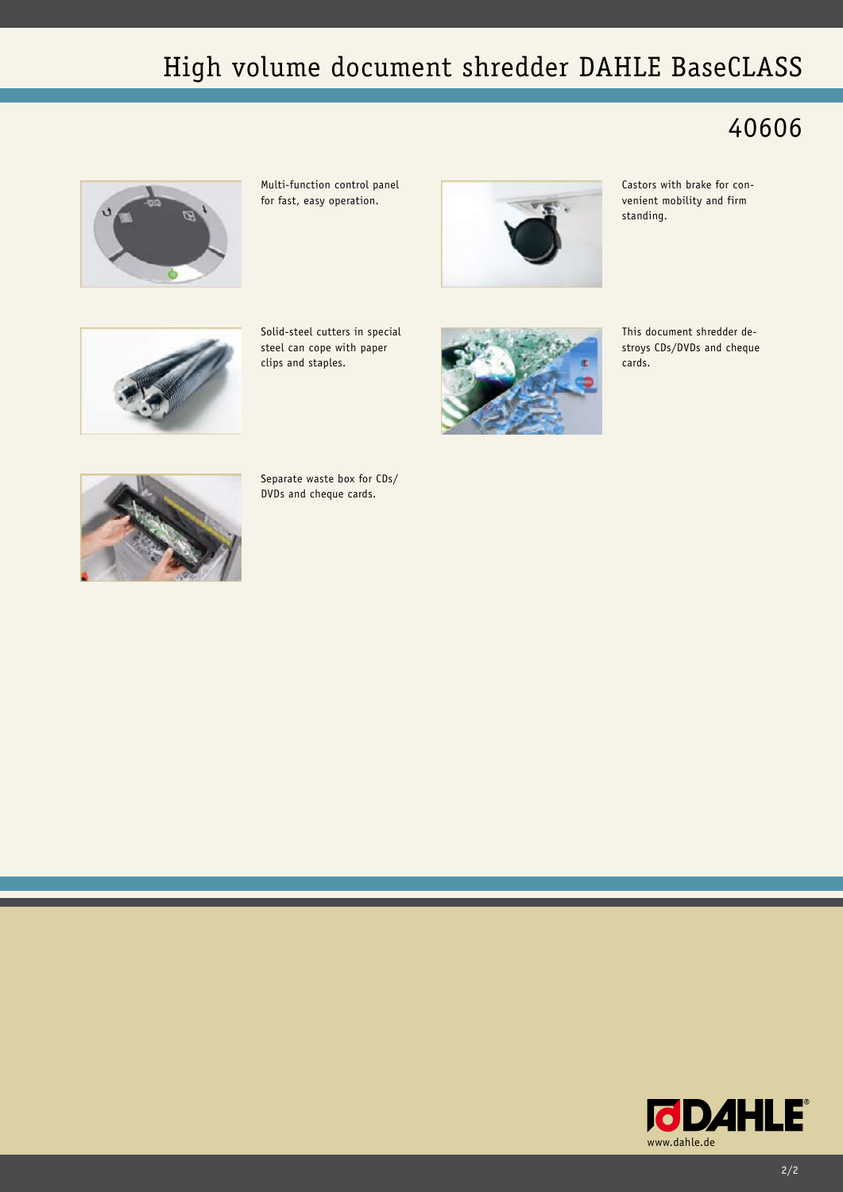# High volume document shredder DAHLE BaseCLASS

## 40606

Multi-function control panel for fast, easy operation.

Castors with brake for convenient mobility and firm standing.

Solid-steel cutters in special steel can cope with paper clips and staples.

This document shredder destroys CDs/DVDs and cheque cards.

Separate waste box for CDs/DVDs and cheque cards.

DAHLE

www.dahle.de